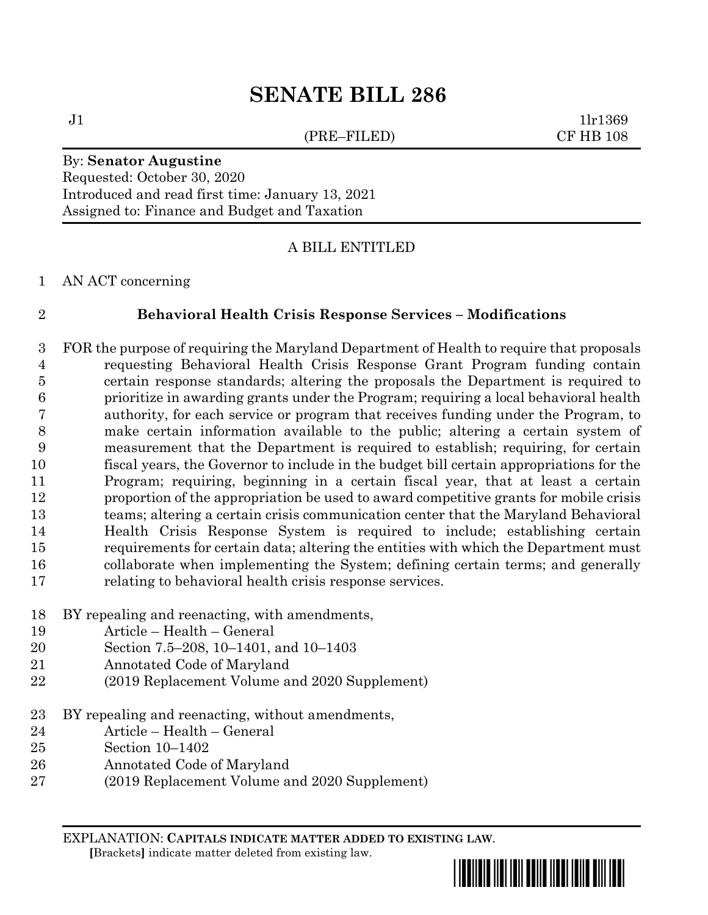# SENATE BILL 286

J1 1lr1369
(PRE–FILED) CF HB 108

By: **Senator Augustine**
Requested: October 30, 2020
Introduced and read first time: January 13, 2021
Assigned to: Finance and Budget and Taxation

A BILL ENTITLED

1 AN ACT concerning

2 **Behavioral Health Crisis Response Services – Modifications**

3 FOR the purpose of requiring the Maryland Department of Health to require that proposals
4 requesting Behavioral Health Crisis Response Grant Program funding contain
5 certain response standards; altering the proposals the Department is required to
6 prioritize in awarding grants under the Program; requiring a local behavioral health
7 authority, for each service or program that receives funding under the Program, to
8 make certain information available to the public; altering a certain system of
9 measurement that the Department is required to establish; requiring, for certain
10 fiscal years, the Governor to include in the budget bill certain appropriations for the
11 Program; requiring, beginning in a certain fiscal year, that at least a certain
12 proportion of the appropriation be used to award competitive grants for mobile crisis
13 teams; altering a certain crisis communication center that the Maryland Behavioral
14 Health Crisis Response System is required to include; establishing certain
15 requirements for certain data; altering the entities with which the Department must
16 collaborate when implementing the System; defining certain terms; and generally
17 relating to behavioral health crisis response services.

18 BY repealing and reenacting, with amendments,
19 Article – Health – General
20 Section 7.5–208, 10–1401, and 10–1403
21 Annotated Code of Maryland
22 (2019 Replacement Volume and 2020 Supplement)

23 BY repealing and reenacting, without amendments,
24 Article – Health – General
25 Section 10–1402
26 Annotated Code of Maryland
27 (2019 Replacement Volume and 2020 Supplement)

EXPLANATION: **CAPITALS INDICATE MATTER ADDED TO EXISTING LAW.**
**[**Brackets**]** indicate matter deleted from existing law.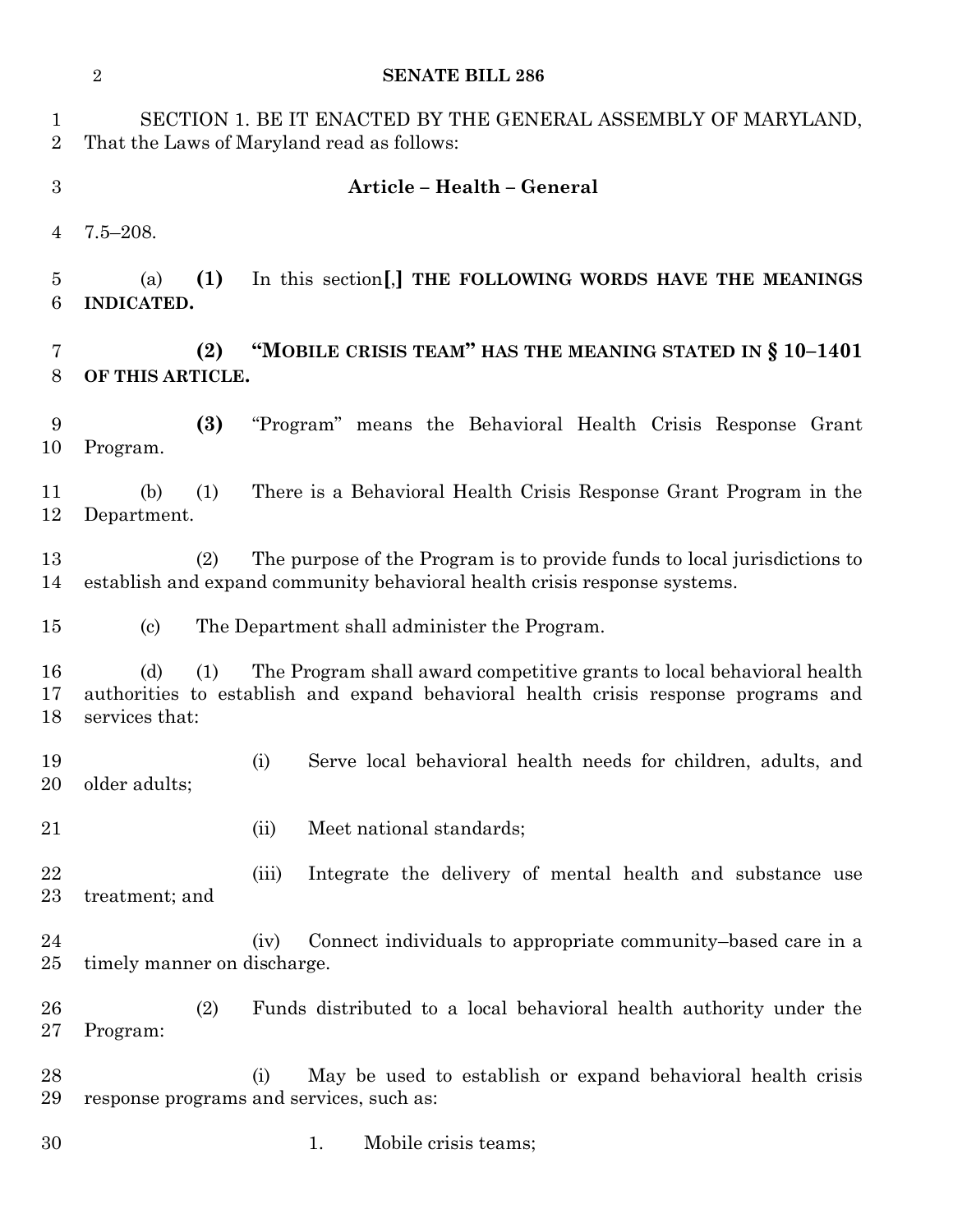SECTION 1. BE IT ENACTED BY THE GENERAL ASSEMBLY OF MARYLAND, That the Laws of Maryland read as follows:

**Article – Health – General**

7.5–208.

(a) **(1)** In this section**[**,**]** **THE FOLLOWING WORDS HAVE THE MEANINGS INDICATED.**

**(2) "MOBILE CRISIS TEAM" HAS THE MEANING STATED IN § 10–1401 OF THIS ARTICLE.**

**(3)** "Program" means the Behavioral Health Crisis Response Grant Program.

(b) (1) There is a Behavioral Health Crisis Response Grant Program in the Department.

(2) The purpose of the Program is to provide funds to local jurisdictions to establish and expand community behavioral health crisis response systems.

(c) The Department shall administer the Program.

(d) (1) The Program shall award competitive grants to local behavioral health authorities to establish and expand behavioral health crisis response programs and services that:

(i) Serve local behavioral health needs for children, adults, and older adults;

(ii) Meet national standards;

(iii) Integrate the delivery of mental health and substance use treatment; and

(iv) Connect individuals to appropriate community–based care in a timely manner on discharge.

(2) Funds distributed to a local behavioral health authority under the Program:

(i) May be used to establish or expand behavioral health crisis response programs and services, such as:

1. Mobile crisis teams;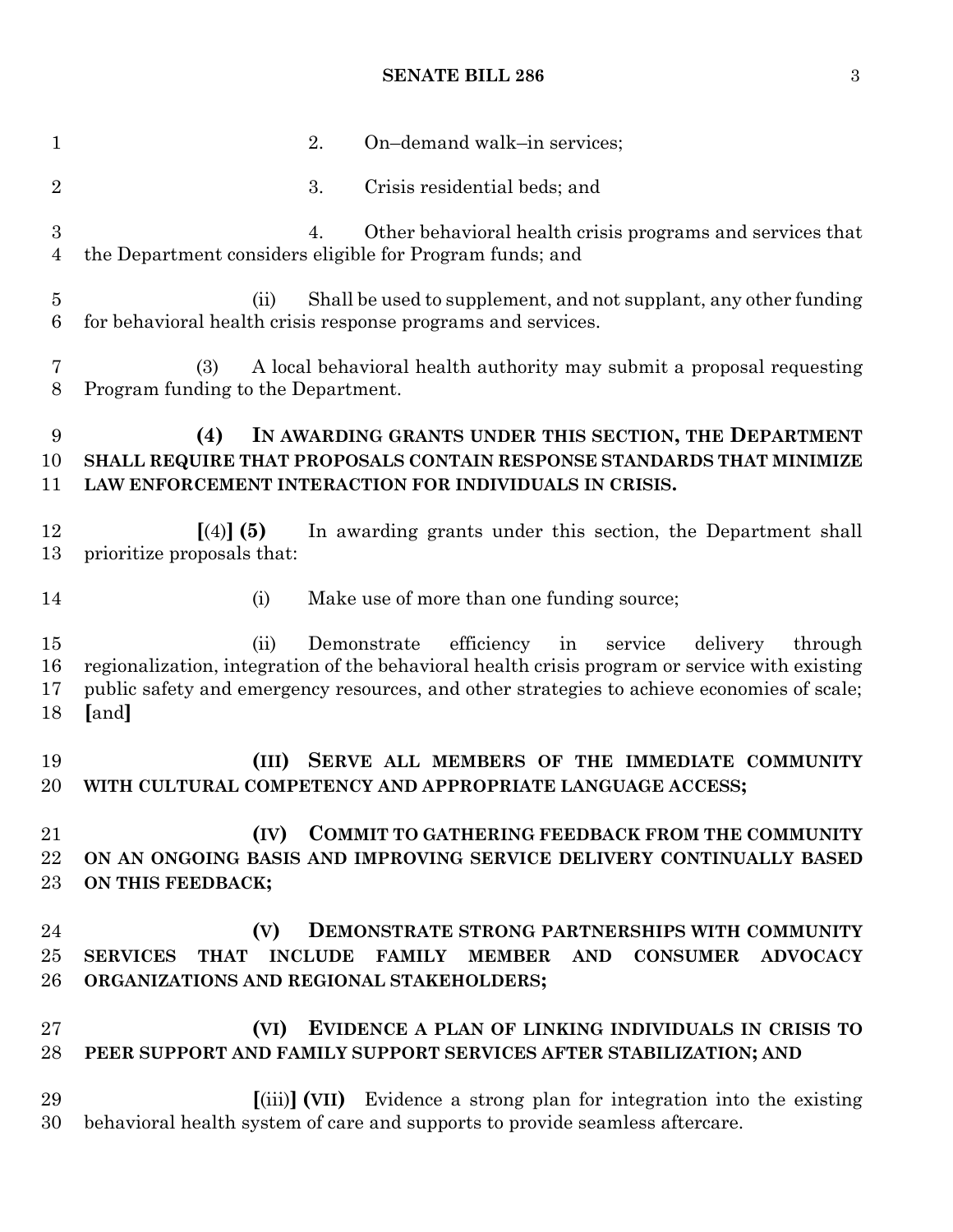2. On–demand walk–in services;

3. Crisis residential beds; and

4. Other behavioral health crisis programs and services that the Department considers eligible for Program funds; and

(ii) Shall be used to supplement, and not supplant, any other funding for behavioral health crisis response programs and services.

(3) A local behavioral health authority may submit a proposal requesting Program funding to the Department.

**(4) IN AWARDING GRANTS UNDER THIS SECTION, THE DEPARTMENT SHALL REQUIRE THAT PROPOSALS CONTAIN RESPONSE STANDARDS THAT MINIMIZE LAW ENFORCEMENT INTERACTION FOR INDIVIDUALS IN CRISIS.**

**[**(4)**] (5)** In awarding grants under this section, the Department shall prioritize proposals that:

(i) Make use of more than one funding source;

(ii) Demonstrate efficiency in service delivery through regionalization, integration of the behavioral health crisis program or service with existing public safety and emergency resources, and other strategies to achieve economies of scale; **[**and**]**

**(III) SERVE ALL MEMBERS OF THE IMMEDIATE COMMUNITY WITH CULTURAL COMPETENCY AND APPROPRIATE LANGUAGE ACCESS;**

**(IV) COMMIT TO GATHERING FEEDBACK FROM THE COMMUNITY ON AN ONGOING BASIS AND IMPROVING SERVICE DELIVERY CONTINUALLY BASED ON THIS FEEDBACK;**

**(V) DEMONSTRATE STRONG PARTNERSHIPS WITH COMMUNITY SERVICES THAT INCLUDE FAMILY MEMBER AND CONSUMER ADVOCACY ORGANIZATIONS AND REGIONAL STAKEHOLDERS;**

**(VI) EVIDENCE A PLAN OF LINKING INDIVIDUALS IN CRISIS TO PEER SUPPORT AND FAMILY SUPPORT SERVICES AFTER STABILIZATION; AND**

**[**(iii)**] (VII)** Evidence a strong plan for integration into the existing behavioral health system of care and supports to provide seamless aftercare.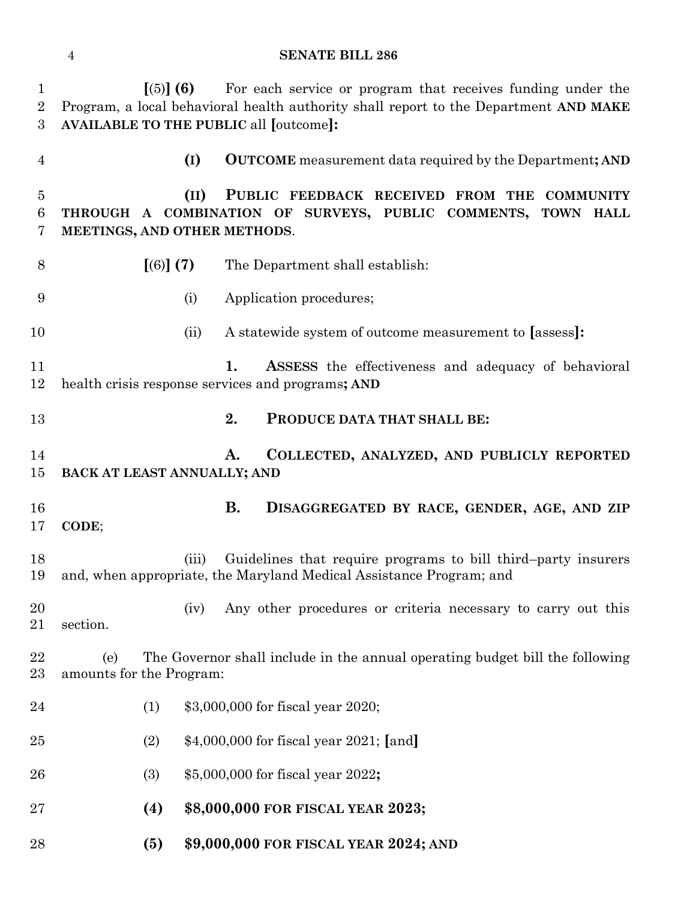**[**(5)**] (6)** For each service or program that receives funding under the Program, a local behavioral health authority shall report to the Department **AND MAKE AVAILABLE TO THE PUBLIC** all **[**outcome**]:**

**(I)** **OUTCOME** measurement data required by the Department**; AND**

**(II)** **PUBLIC FEEDBACK RECEIVED FROM THE COMMUNITY THROUGH A COMBINATION OF SURVEYS, PUBLIC COMMENTS, TOWN HALL MEETINGS, AND OTHER METHODS**.

**[**(6)**] (7)** The Department shall establish:

(i) Application procedures;

(ii) A statewide system of outcome measurement to **[**assess**]:**

**1.** **ASSESS** the effectiveness and adequacy of behavioral health crisis response services and programs**; AND**

**2.** **PRODUCE DATA THAT SHALL BE:**

**A.** **COLLECTED, ANALYZED, AND PUBLICLY REPORTED BACK AT LEAST ANNUALLY; AND**

**B.** **DISAGGREGATED BY RACE, GENDER, AGE, AND ZIP CODE**;

(iii) Guidelines that require programs to bill third–party insurers and, when appropriate, the Maryland Medical Assistance Program; and

(iv) Any other procedures or criteria necessary to carry out this section.

(e) The Governor shall include in the annual operating budget bill the following amounts for the Program:

(1) $3,000,000 for fiscal year 2020;

(2) $4,000,000 for fiscal year 2021; **[**and**]**

(3) $5,000,000 for fiscal year 2022**;**

**(4)** **$8,000,000 FOR FISCAL YEAR 2023;**

**(5)** **$9,000,000 FOR FISCAL YEAR 2024; AND**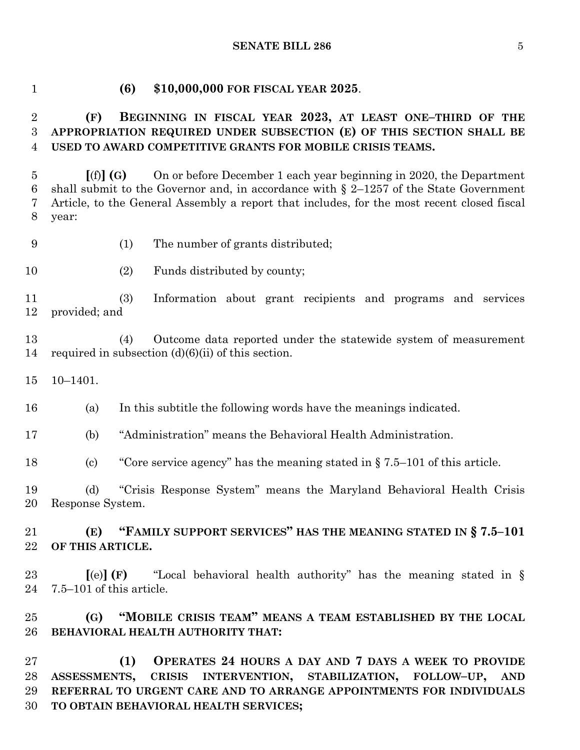**(6) $10,000,000 FOR FISCAL YEAR 2025**.

**(F) BEGINNING IN FISCAL YEAR 2023, AT LEAST ONE–THIRD OF THE APPROPRIATION REQUIRED UNDER SUBSECTION (E) OF THIS SECTION SHALL BE USED TO AWARD COMPETITIVE GRANTS FOR MOBILE CRISIS TEAMS.**

**[**(f)**] (G)** On or before December 1 each year beginning in 2020, the Department shall submit to the Governor and, in accordance with § 2–1257 of the State Government Article, to the General Assembly a report that includes, for the most recent closed fiscal year:

(1) The number of grants distributed;

(2) Funds distributed by county;

(3) Information about grant recipients and programs and services provided; and

(4) Outcome data reported under the statewide system of measurement required in subsection (d)(6)(ii) of this section.

10–1401.

(a) In this subtitle the following words have the meanings indicated.

(b) "Administration" means the Behavioral Health Administration.

(c) "Core service agency" has the meaning stated in § 7.5–101 of this article.

(d) "Crisis Response System" means the Maryland Behavioral Health Crisis Response System.

**(E) "FAMILY SUPPORT SERVICES" HAS THE MEANING STATED IN § 7.5–101 OF THIS ARTICLE.**

**[**(e)**] (F)** "Local behavioral health authority" has the meaning stated in § 7.5–101 of this article.

**(G) "MOBILE CRISIS TEAM" MEANS A TEAM ESTABLISHED BY THE LOCAL BEHAVIORAL HEALTH AUTHORITY THAT:**

**(1) OPERATES 24 HOURS A DAY AND 7 DAYS A WEEK TO PROVIDE ASSESSMENTS, CRISIS INTERVENTION, STABILIZATION, FOLLOW–UP, AND REFERRAL TO URGENT CARE AND TO ARRANGE APPOINTMENTS FOR INDIVIDUALS TO OBTAIN BEHAVIORAL HEALTH SERVICES;**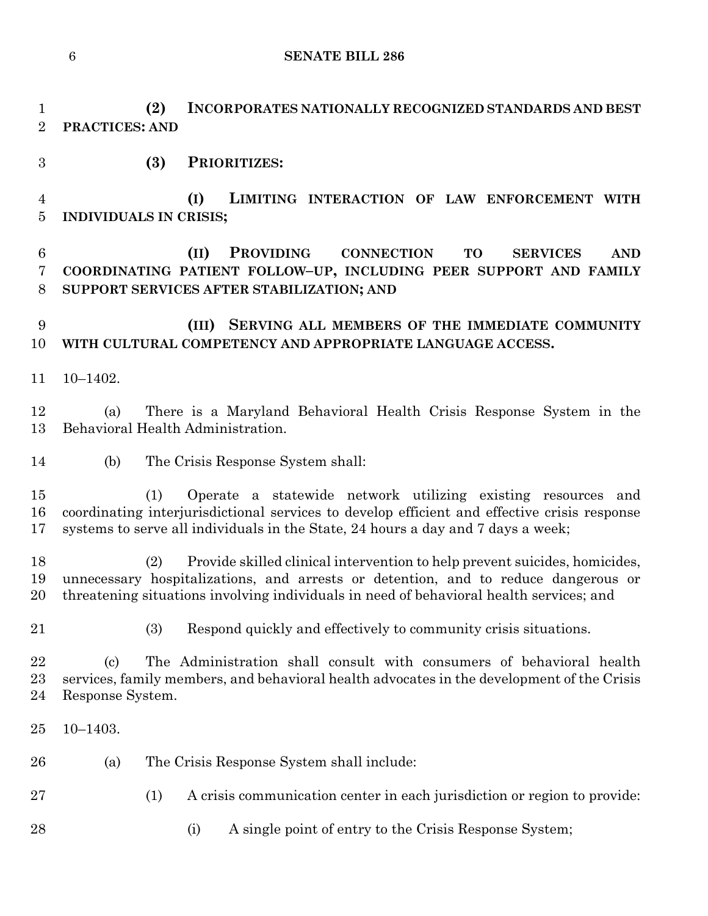**(2) INCORPORATES NATIONALLY RECOGNIZED STANDARDS AND BEST PRACTICES: AND**

**(3) PRIORITIZES:**

**(I) LIMITING INTERACTION OF LAW ENFORCEMENT WITH INDIVIDUALS IN CRISIS;**

**(II) PROVIDING CONNECTION TO SERVICES AND COORDINATING PATIENT FOLLOW–UP, INCLUDING PEER SUPPORT AND FAMILY SUPPORT SERVICES AFTER STABILIZATION; AND**

**(III) SERVING ALL MEMBERS OF THE IMMEDIATE COMMUNITY WITH CULTURAL COMPETENCY AND APPROPRIATE LANGUAGE ACCESS.**

10–1402.

(a) There is a Maryland Behavioral Health Crisis Response System in the Behavioral Health Administration.

(b) The Crisis Response System shall:

(1) Operate a statewide network utilizing existing resources and coordinating interjurisdictional services to develop efficient and effective crisis response systems to serve all individuals in the State, 24 hours a day and 7 days a week;

(2) Provide skilled clinical intervention to help prevent suicides, homicides, unnecessary hospitalizations, and arrests or detention, and to reduce dangerous or threatening situations involving individuals in need of behavioral health services; and

(3) Respond quickly and effectively to community crisis situations.

(c) The Administration shall consult with consumers of behavioral health services, family members, and behavioral health advocates in the development of the Crisis Response System.

10–1403.

(a) The Crisis Response System shall include:

(1) A crisis communication center in each jurisdiction or region to provide:

(i) A single point of entry to the Crisis Response System;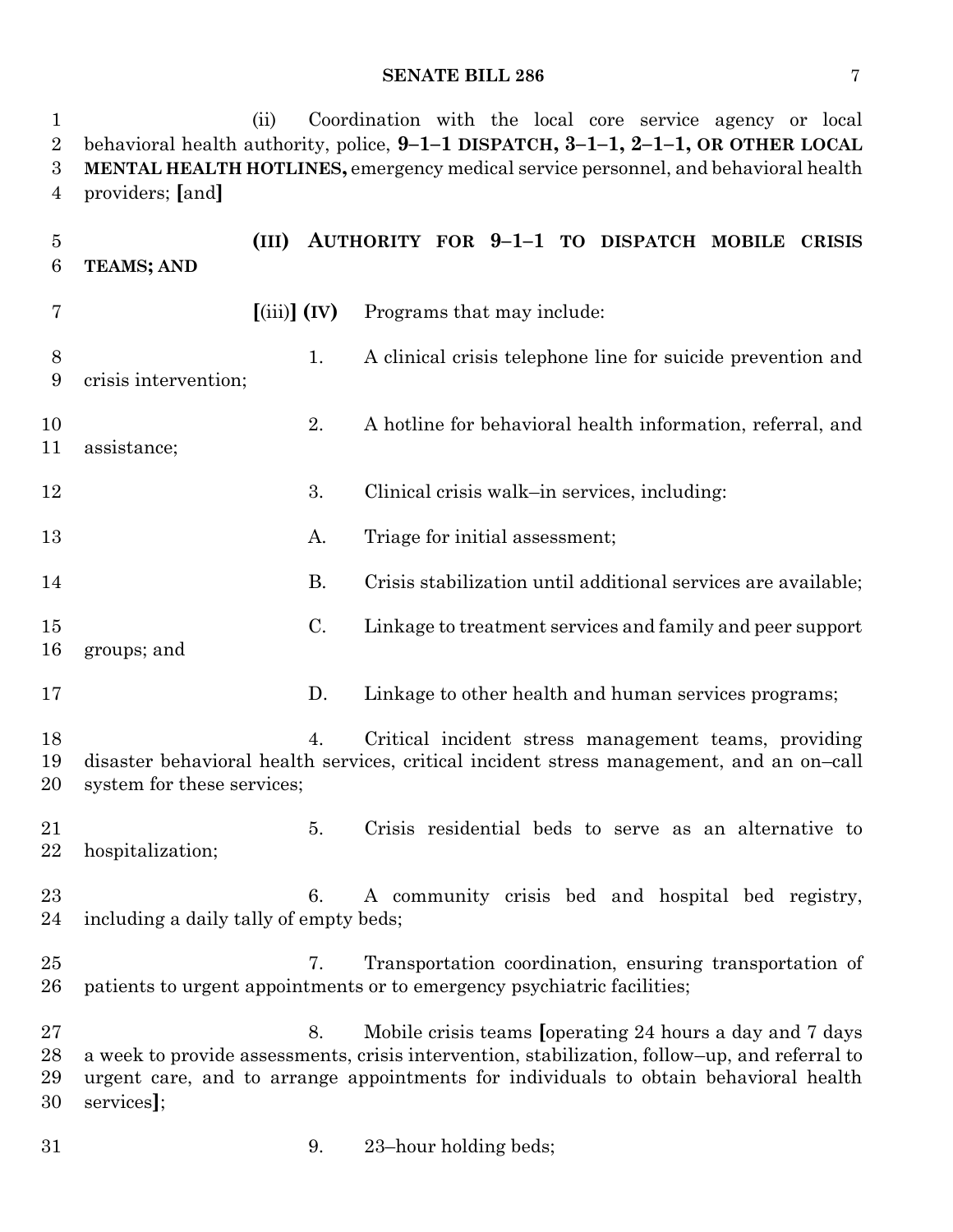(ii) Coordination with the local core service agency or local behavioral health authority, police, **9–1–1 DISPATCH, 3–1–1, 2–1–1, OR OTHER LOCAL MENTAL HEALTH HOTLINES,** emergency medical service personnel, and behavioral health providers; **[**and**]**

**(III) AUTHORITY FOR 9–1–1 TO DISPATCH MOBILE CRISIS TEAMS; AND**

**[**(iii)**] (IV)** Programs that may include:

1. A clinical crisis telephone line for suicide prevention and crisis intervention;

2. A hotline for behavioral health information, referral, and assistance;

3. Clinical crisis walk–in services, including:

A. Triage for initial assessment;

B. Crisis stabilization until additional services are available;

C. Linkage to treatment services and family and peer support groups; and

D. Linkage to other health and human services programs;

4. Critical incident stress management teams, providing disaster behavioral health services, critical incident stress management, and an on–call system for these services;

5. Crisis residential beds to serve as an alternative to hospitalization;

6. A community crisis bed and hospital bed registry, including a daily tally of empty beds;

7. Transportation coordination, ensuring transportation of patients to urgent appointments or to emergency psychiatric facilities;

8. Mobile crisis teams **[**operating 24 hours a day and 7 days a week to provide assessments, crisis intervention, stabilization, follow–up, and referral to urgent care, and to arrange appointments for individuals to obtain behavioral health services**]**;

9. 23–hour holding beds;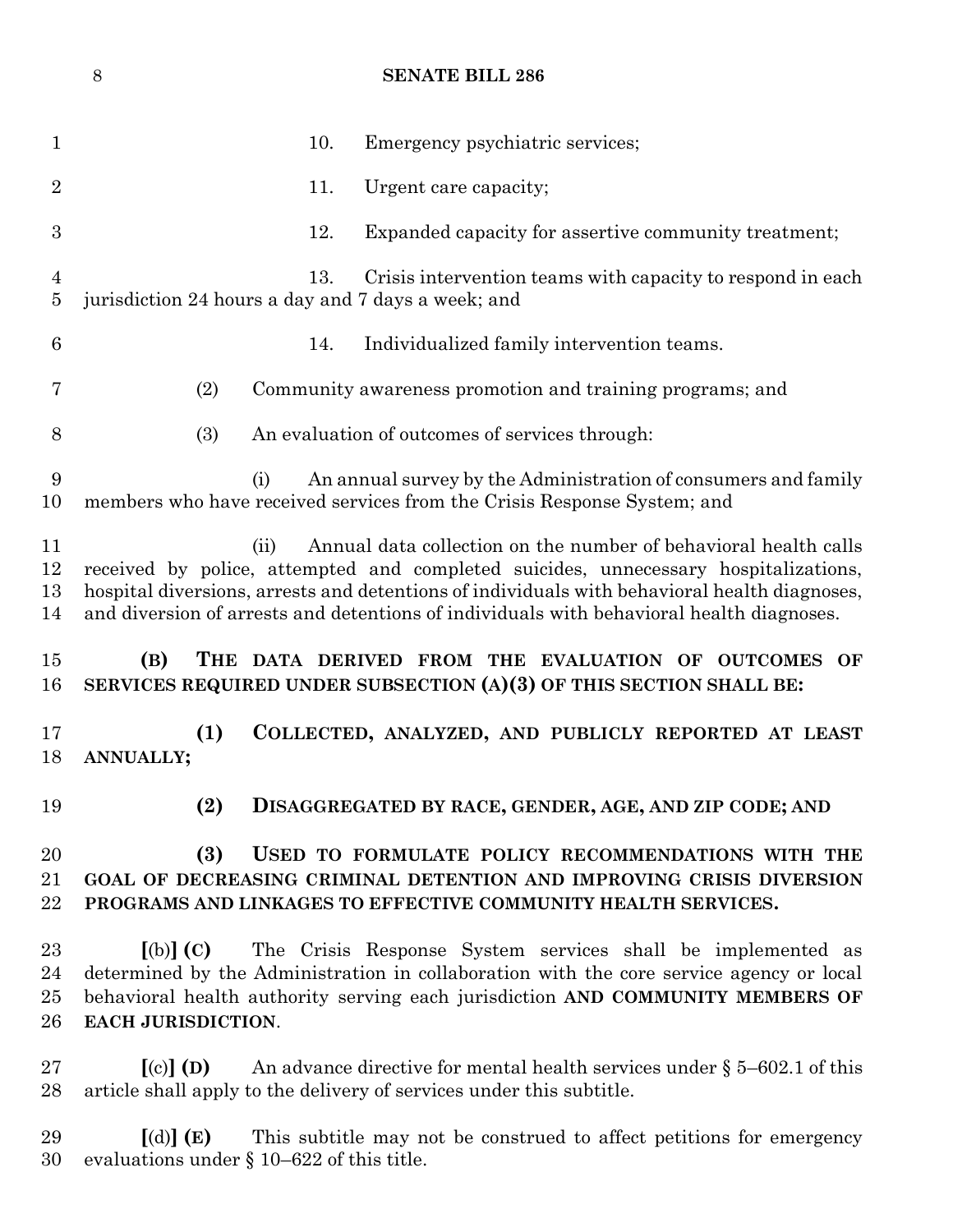10. Emergency psychiatric services;

11. Urgent care capacity;

12. Expanded capacity for assertive community treatment;

13. Crisis intervention teams with capacity to respond in each jurisdiction 24 hours a day and 7 days a week; and

14. Individualized family intervention teams.

(2) Community awareness promotion and training programs; and

(3) An evaluation of outcomes of services through:

(i) An annual survey by the Administration of consumers and family members who have received services from the Crisis Response System; and

(ii) Annual data collection on the number of behavioral health calls received by police, attempted and completed suicides, unnecessary hospitalizations, hospital diversions, arrests and detentions of individuals with behavioral health diagnoses, and diversion of arrests and detentions of individuals with behavioral health diagnoses.

**(B) THE DATA DERIVED FROM THE EVALUATION OF OUTCOMES OF SERVICES REQUIRED UNDER SUBSECTION (A)(3) OF THIS SECTION SHALL BE:**

**(1) COLLECTED, ANALYZED, AND PUBLICLY REPORTED AT LEAST ANNUALLY;**

**(2) DISAGGREGATED BY RACE, GENDER, AGE, AND ZIP CODE; AND**

**(3) USED TO FORMULATE POLICY RECOMMENDATIONS WITH THE GOAL OF DECREASING CRIMINAL DETENTION AND IMPROVING CRISIS DIVERSION PROGRAMS AND LINKAGES TO EFFECTIVE COMMUNITY HEALTH SERVICES.**

**[**(b)**] (C)** The Crisis Response System services shall be implemented as determined by the Administration in collaboration with the core service agency or local behavioral health authority serving each jurisdiction **AND COMMUNITY MEMBERS OF EACH JURISDICTION**.

**[**(c)**] (D)** An advance directive for mental health services under § 5–602.1 of this article shall apply to the delivery of services under this subtitle.

**[**(d)**] (E)** This subtitle may not be construed to affect petitions for emergency evaluations under § 10–622 of this title.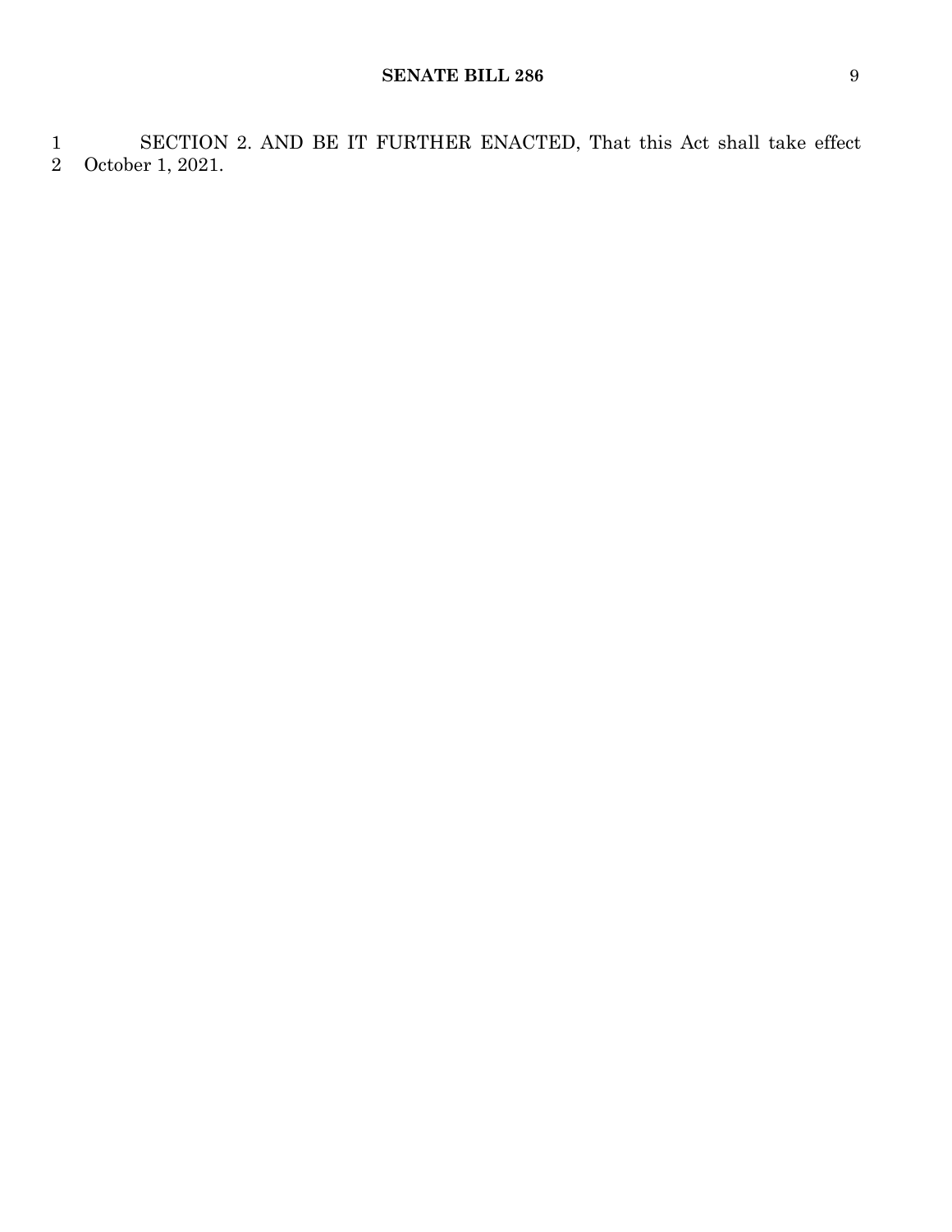SECTION 2. AND BE IT FURTHER ENACTED, That this Act shall take effect October 1, 2021.